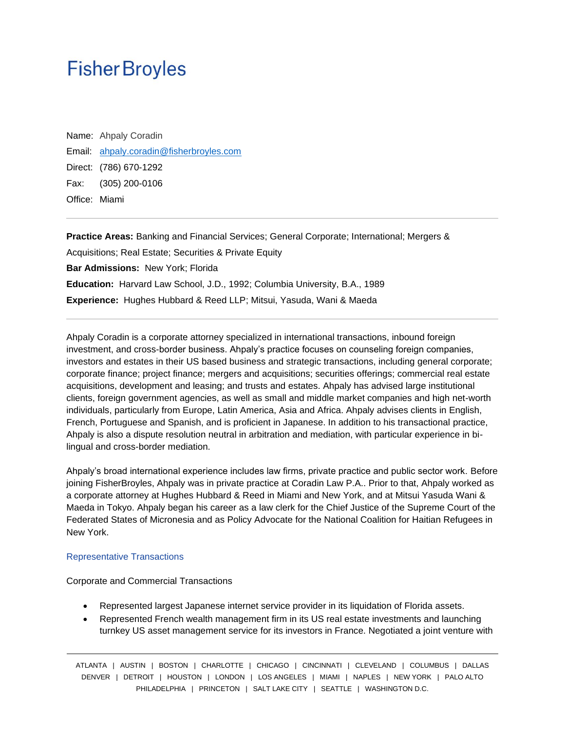# Fisher Broyles

Name: Ahpaly Coradin

Email: ahpaly.coradin@fisherbroyles.com

Direct: (786) 670-1292

Fax: (305) 200-0106

Office: Miami

---

**Practice Areas:** Banking and Financial Services; General Corporate; International; Mergers & Acquisitions; Real Estate; Securities & Private Equity

**Bar Admissions:** New York; Florida

**Education:** Harvard Law School, J.D., 1992; Columbia University, B.A., 1989

**Experience:** Hughes Hubbard & Reed LLP; Mitsui, Yasuda, Wani & Maeda

---

Ahpaly Coradin is a corporate attorney specialized in international transactions, inbound foreign investment, and cross-border business. Ahpaly's practice focuses on counseling foreign companies, investors and estates in their US based business and strategic transactions, including general corporate; corporate finance; project finance; mergers and acquisitions; securities offerings; commercial real estate acquisitions, development and leasing; and trusts and estates. Ahpaly has advised large institutional clients, foreign government agencies, as well as small and middle market companies and high net-worth individuals, particularly from Europe, Latin America, Asia and Africa. Ahpaly advises clients in English, French, Portuguese and Spanish, and is proficient in Japanese. In addition to his transactional practice, Ahpaly is also a dispute resolution neutral in arbitration and mediation, with particular experience in bi-lingual and cross-border mediation.

Ahpaly's broad international experience includes law firms, private practice and public sector work. Before joining FisherBroyles, Ahpaly was in private practice at Coradin Law P.A.. Prior to that, Ahpaly worked as a corporate attorney at Hughes Hubbard & Reed in Miami and New York, and at Mitsui Yasuda Wani & Maeda in Tokyo. Ahpaly began his career as a law clerk for the Chief Justice of the Supreme Court of the Federated States of Micronesia and as Policy Advocate for the National Coalition for Haitian Refugees in New York.

## Representative Transactions

Corporate and Commercial Transactions

- Represented largest Japanese internet service provider in its liquidation of Florida assets.
- Represented French wealth management firm in its US real estate investments and launching turnkey US asset management service for its investors in France. Negotiated a joint venture with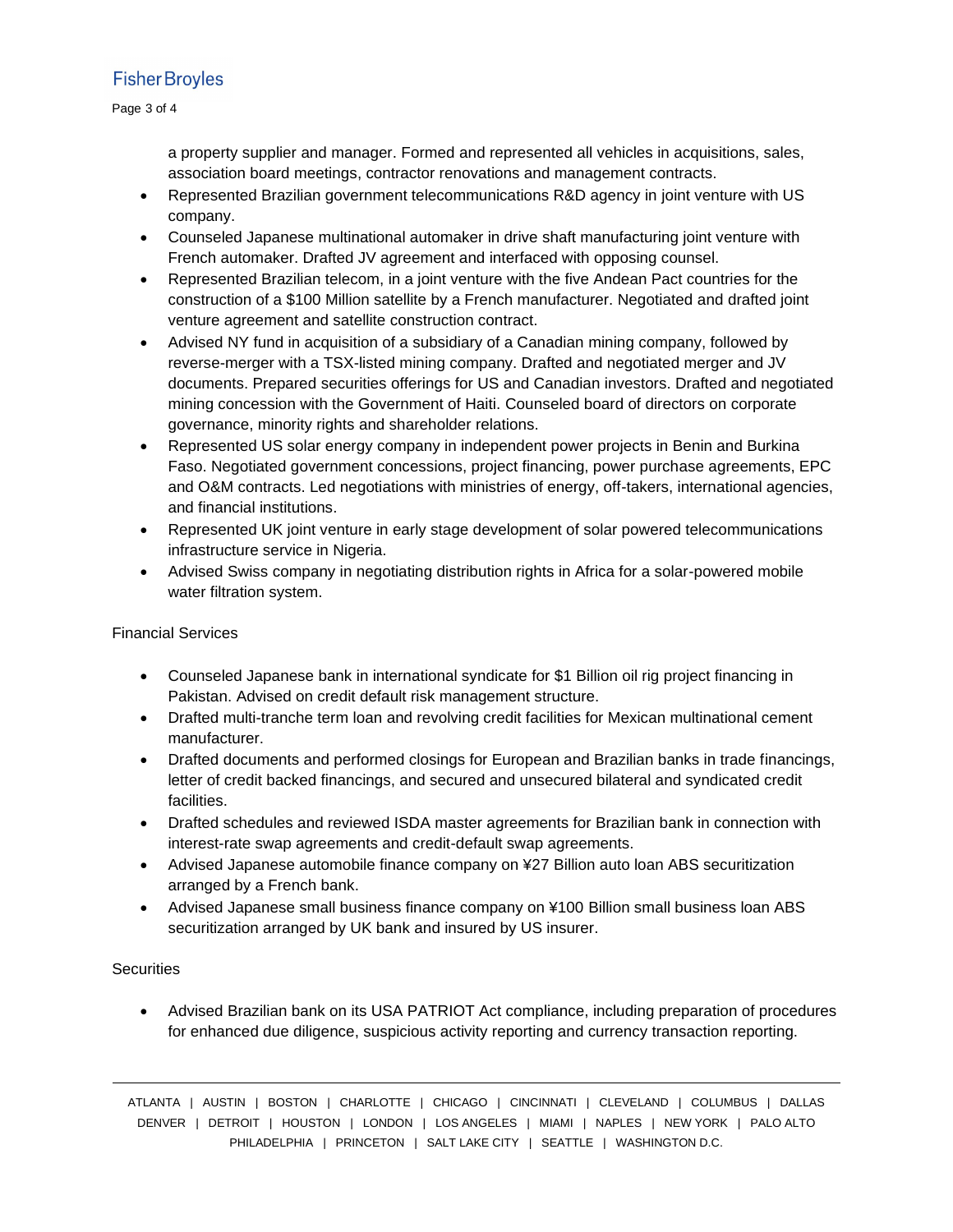a property supplier and manager. Formed and represented all vehicles in acquisitions, sales, association board meetings, contractor renovations and management contracts.

- Represented Brazilian government telecommunications R&D agency in joint venture with US company.
- Counseled Japanese multinational automaker in drive shaft manufacturing joint venture with French automaker. Drafted JV agreement and interfaced with opposing counsel.
- Represented Brazilian telecom, in a joint venture with the five Andean Pact countries for the construction of a $100 Million satellite by a French manufacturer. Negotiated and drafted joint venture agreement and satellite construction contract.
- Advised NY fund in acquisition of a subsidiary of a Canadian mining company, followed by reverse-merger with a TSX-listed mining company. Drafted and negotiated merger and JV documents. Prepared securities offerings for US and Canadian investors. Drafted and negotiated mining concession with the Government of Haiti. Counseled board of directors on corporate governance, minority rights and shareholder relations.
- Represented US solar energy company in independent power projects in Benin and Burkina Faso. Negotiated government concessions, project financing, power purchase agreements, EPC and O&M contracts. Led negotiations with ministries of energy, off-takers, international agencies, and financial institutions.
- Represented UK joint venture in early stage development of solar powered telecommunications infrastructure service in Nigeria.
- Advised Swiss company in negotiating distribution rights in Africa for a solar-powered mobile water filtration system.

Financial Services

- Counseled Japanese bank in international syndicate for $1 Billion oil rig project financing in Pakistan. Advised on credit default risk management structure.
- Drafted multi-tranche term loan and revolving credit facilities for Mexican multinational cement manufacturer.
- Drafted documents and performed closings for European and Brazilian banks in trade financings, letter of credit backed financings, and secured and unsecured bilateral and syndicated credit facilities.
- Drafted schedules and reviewed ISDA master agreements for Brazilian bank in connection with interest-rate swap agreements and credit-default swap agreements.
- Advised Japanese automobile finance company on ¥27 Billion auto loan ABS securitization arranged by a French bank.
- Advised Japanese small business finance company on ¥100 Billion small business loan ABS securitization arranged by UK bank and insured by US insurer.

Securities

- Advised Brazilian bank on its USA PATRIOT Act compliance, including preparation of procedures for enhanced due diligence, suspicious activity reporting and currency transaction reporting.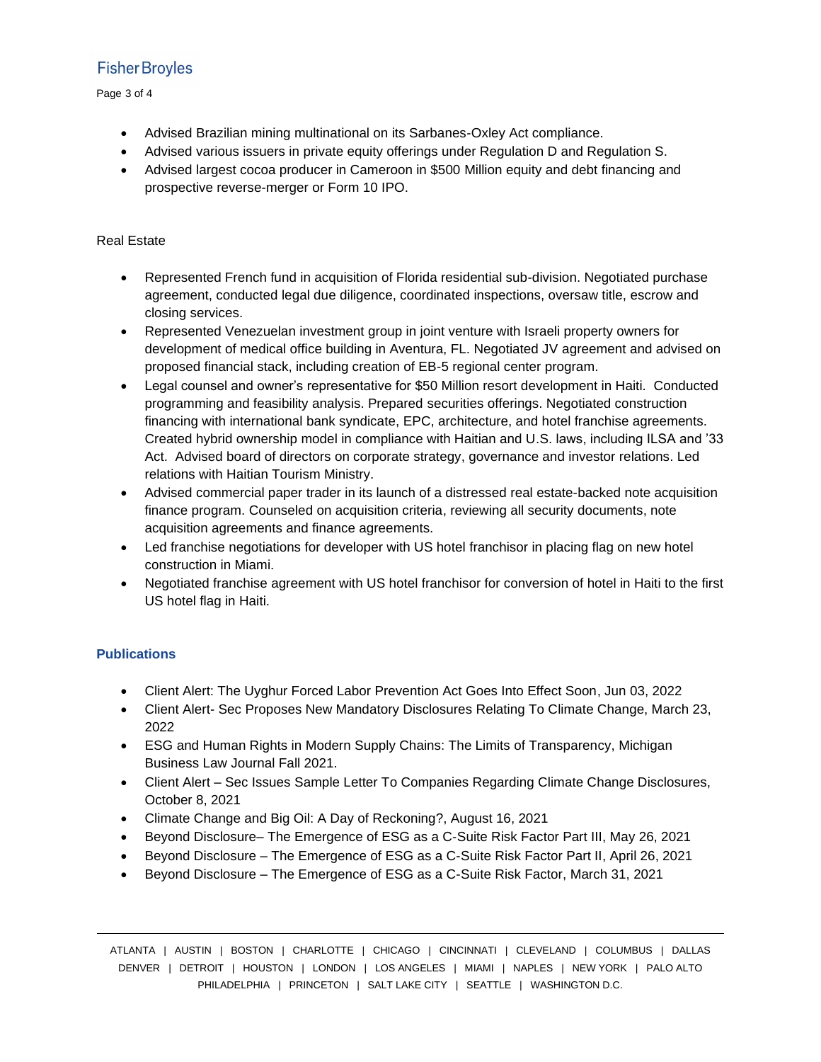- Advised Brazilian mining multinational on its Sarbanes-Oxley Act compliance.
- Advised various issuers in private equity offerings under Regulation D and Regulation S.
- Advised largest cocoa producer in Cameroon in $500 Million equity and debt financing and prospective reverse-merger or Form 10 IPO.

Real Estate

- Represented French fund in acquisition of Florida residential sub-division. Negotiated purchase agreement, conducted legal due diligence, coordinated inspections, oversaw title, escrow and closing services.
- Represented Venezuelan investment group in joint venture with Israeli property owners for development of medical office building in Aventura, FL. Negotiated JV agreement and advised on proposed financial stack, including creation of EB-5 regional center program.
- Legal counsel and owner's representative for $50 Million resort development in Haiti. Conducted programming and feasibility analysis. Prepared securities offerings. Negotiated construction financing with international bank syndicate, EPC, architecture, and hotel franchise agreements. Created hybrid ownership model in compliance with Haitian and U.S. laws, including ILSA and '33 Act. Advised board of directors on corporate strategy, governance and investor relations. Led relations with Haitian Tourism Ministry.
- Advised commercial paper trader in its launch of a distressed real estate-backed note acquisition finance program. Counseled on acquisition criteria, reviewing all security documents, note acquisition agreements and finance agreements.
- Led franchise negotiations for developer with US hotel franchisor in placing flag on new hotel construction in Miami.
- Negotiated franchise agreement with US hotel franchisor for conversion of hotel in Haiti to the first US hotel flag in Haiti.

## Publications

- Client Alert: The Uyghur Forced Labor Prevention Act Goes Into Effect Soon, Jun 03, 2022
- Client Alert- Sec Proposes New Mandatory Disclosures Relating To Climate Change, March 23, 2022
- ESG and Human Rights in Modern Supply Chains: The Limits of Transparency, Michigan Business Law Journal Fall 2021.
- Client Alert – Sec Issues Sample Letter To Companies Regarding Climate Change Disclosures, October 8, 2021
- Climate Change and Big Oil: A Day of Reckoning?, August 16, 2021
- Beyond Disclosure– The Emergence of ESG as a C-Suite Risk Factor Part III, May 26, 2021
- Beyond Disclosure – The Emergence of ESG as a C-Suite Risk Factor Part II, April 26, 2021
- Beyond Disclosure – The Emergence of ESG as a C-Suite Risk Factor, March 31, 2021